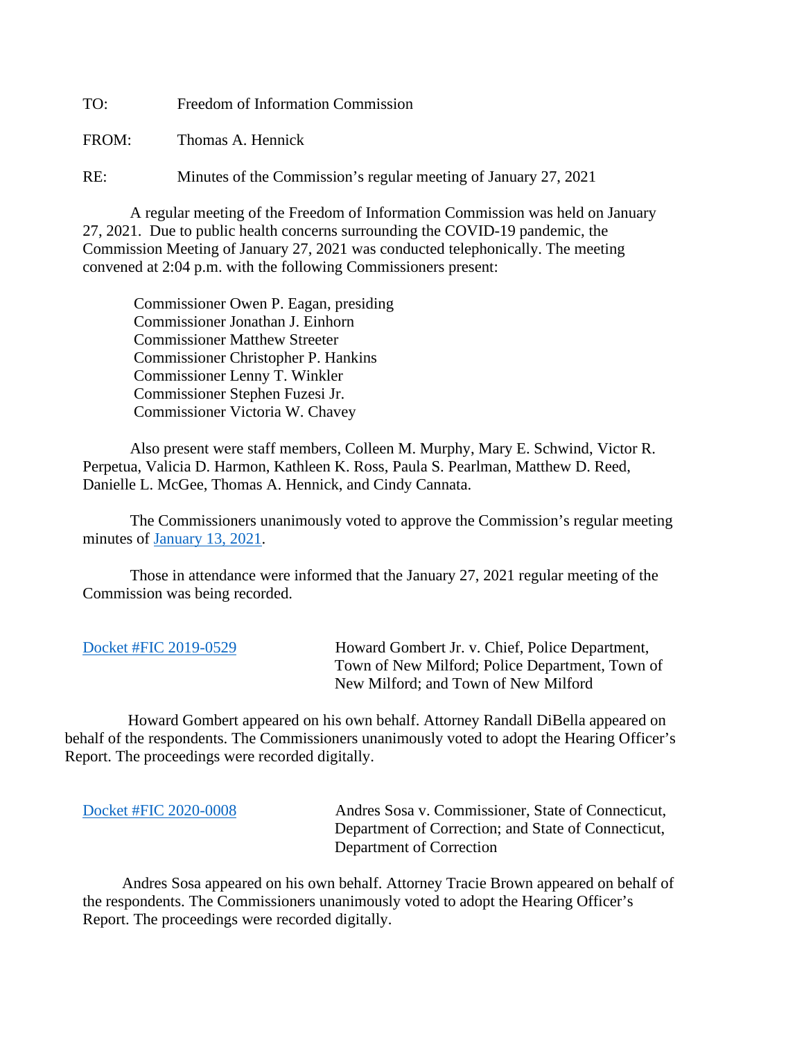TO: Freedom of Information Commission

FROM: Thomas A. Hennick

RE: Minutes of the Commission's regular meeting of January 27, 2021

A regular meeting of the Freedom of Information Commission was held on January 27, 2021. Due to public health concerns surrounding the COVID-19 pandemic, the Commission Meeting of January 27, 2021 was conducted telephonically. The meeting convened at 2:04 p.m. with the following Commissioners present:

Commissioner Owen P. Eagan, presiding
Commissioner Jonathan J. Einhorn
Commissioner Matthew Streeter
Commissioner Christopher P. Hankins
Commissioner Lenny T. Winkler
Commissioner Stephen Fuzesi Jr.
Commissioner Victoria W. Chavey

Also present were staff members, Colleen M. Murphy, Mary E. Schwind, Victor R. Perpetua, Valicia D. Harmon, Kathleen K. Ross, Paula S. Pearlman, Matthew D. Reed, Danielle L. McGee, Thomas A. Hennick, and Cindy Cannata.

The Commissioners unanimously voted to approve the Commission's regular meeting minutes of January 13, 2021.

Those in attendance were informed that the January 27, 2021 regular meeting of the Commission was being recorded.

Docket #FIC 2019-0529 — Howard Gombert Jr. v. Chief, Police Department, Town of New Milford; Police Department, Town of New Milford; and Town of New Milford

Howard Gombert appeared on his own behalf. Attorney Randall DiBella appeared on behalf of the respondents. The Commissioners unanimously voted to adopt the Hearing Officer's Report. The proceedings were recorded digitally.

Docket #FIC 2020-0008 — Andres Sosa v. Commissioner, State of Connecticut, Department of Correction; and State of Connecticut, Department of Correction

Andres Sosa appeared on his own behalf. Attorney Tracie Brown appeared on behalf of the respondents. The Commissioners unanimously voted to adopt the Hearing Officer's Report. The proceedings were recorded digitally.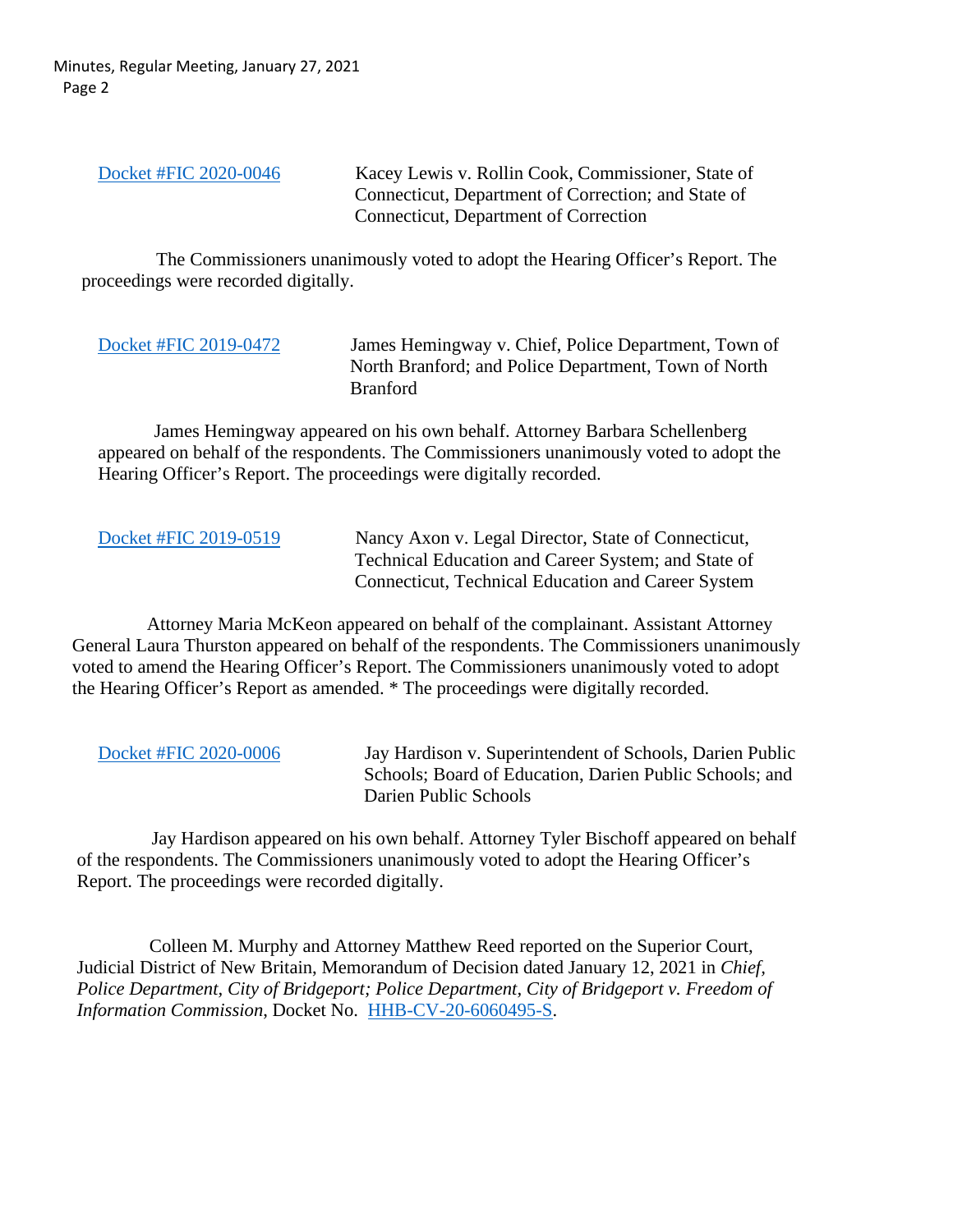Docket #FIC 2020-0046 Kacey Lewis v. Rollin Cook, Commissioner, State of Connecticut, Department of Correction; and State of Connecticut, Department of Correction

The Commissioners unanimously voted to adopt the Hearing Officer's Report. The proceedings were recorded digitally.

Docket #FIC 2019-0472 James Hemingway v. Chief, Police Department, Town of North Branford; and Police Department, Town of North Branford

James Hemingway appeared on his own behalf. Attorney Barbara Schellenberg appeared on behalf of the respondents. The Commissioners unanimously voted to adopt the Hearing Officer's Report. The proceedings were digitally recorded.

Docket #FIC 2019-0519 Nancy Axon v. Legal Director, State of Connecticut, Technical Education and Career System; and State of Connecticut, Technical Education and Career System

Attorney Maria McKeon appeared on behalf of the complainant. Assistant Attorney General Laura Thurston appeared on behalf of the respondents. The Commissioners unanimously voted to amend the Hearing Officer's Report. The Commissioners unanimously voted to adopt the Hearing Officer's Report as amended. * The proceedings were digitally recorded.

Docket #FIC 2020-0006 Jay Hardison v. Superintendent of Schools, Darien Public Schools; Board of Education, Darien Public Schools; and Darien Public Schools

Jay Hardison appeared on his own behalf. Attorney Tyler Bischoff appeared on behalf of the respondents. The Commissioners unanimously voted to adopt the Hearing Officer's Report. The proceedings were recorded digitally.

Colleen M. Murphy and Attorney Matthew Reed reported on the Superior Court, Judicial District of New Britain, Memorandum of Decision dated January 12, 2021 in *Chief, Police Department, City of Bridgeport; Police Department, City of Bridgeport v. Freedom of Information Commission*, Docket No. HHB-CV-20-6060495-S.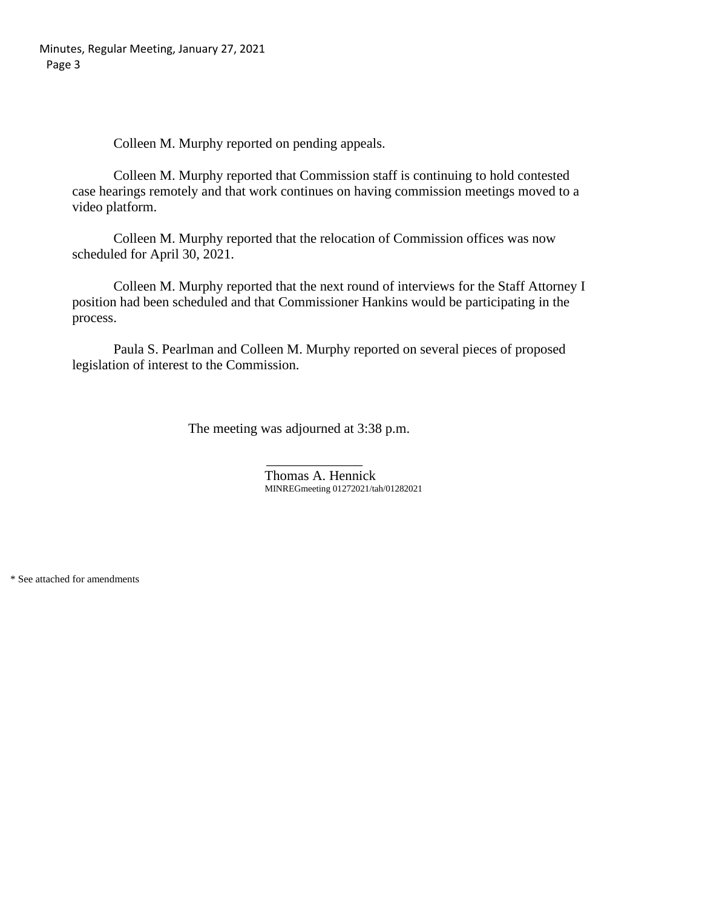Colleen M. Murphy reported on pending appeals.

Colleen M. Murphy reported that Commission staff is continuing to hold contested case hearings remotely and that work continues on having commission meetings moved to a video platform.

Colleen M. Murphy reported that the relocation of Commission offices was now scheduled for April 30, 2021.

Colleen M. Murphy reported that the next round of interviews for the Staff Attorney I position had been scheduled and that Commissioner Hankins would be participating in the process.

Paula S. Pearlman and Colleen M. Murphy reported on several pieces of proposed legislation of interest to the Commission.

The meeting was adjourned at 3:38 p.m.

______________

Thomas A. Hennick

MINREGmeeting 01272021/tah/01282021

* See attached for amendments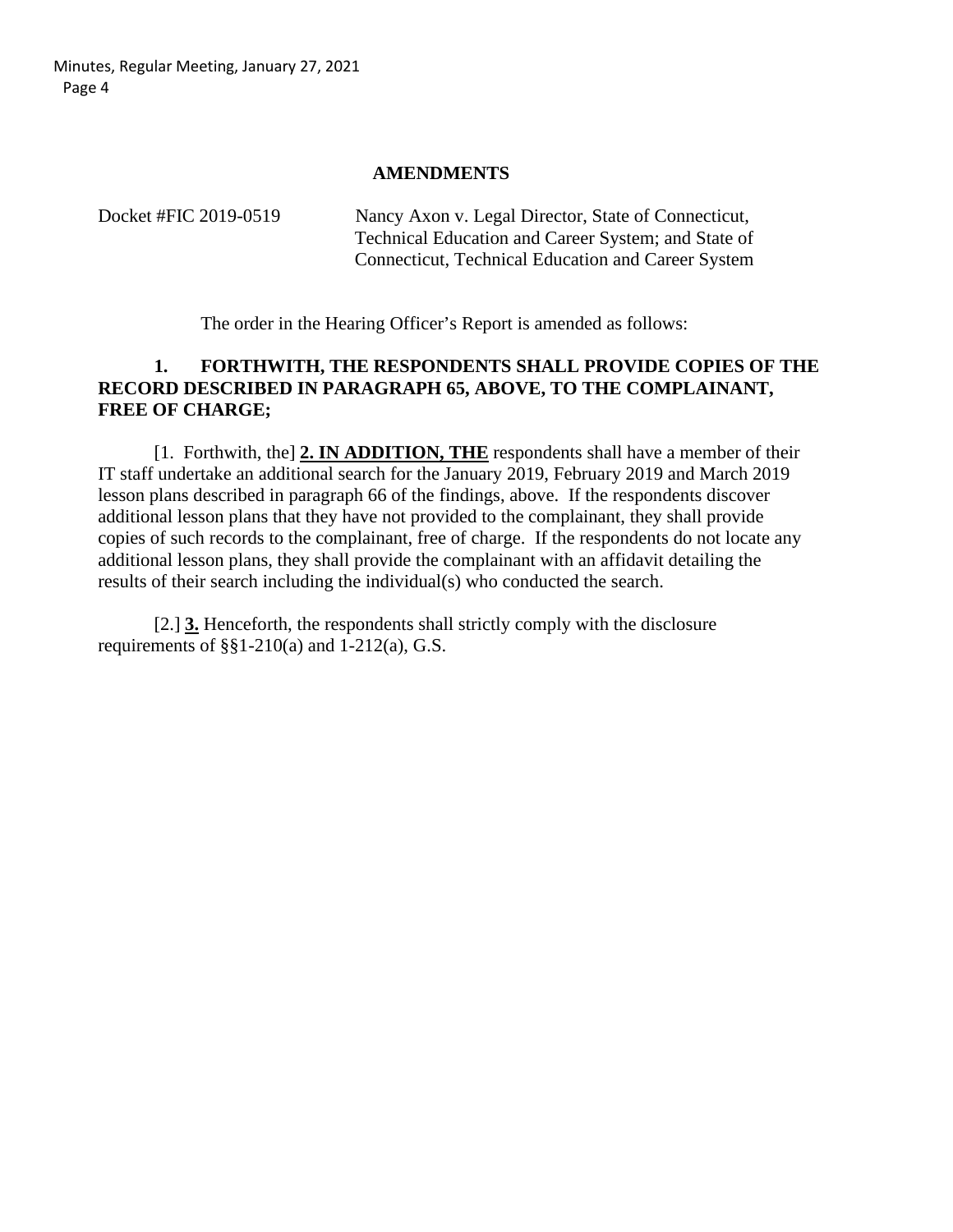## AMENDMENTS

Docket #FIC 2019-0519 Nancy Axon v. Legal Director, State of Connecticut, Technical Education and Career System; and State of Connecticut, Technical Education and Career System

The order in the Hearing Officer's Report is amended as follows:

**1. FORTHWITH, THE RESPONDENTS SHALL PROVIDE COPIES OF THE RECORD DESCRIBED IN PARAGRAPH 65, ABOVE, TO THE COMPLAINANT, FREE OF CHARGE;**

[1. Forthwith, the] **<u>2. IN ADDITION, THE</u>** respondents shall have a member of their IT staff undertake an additional search for the January 2019, February 2019 and March 2019 lesson plans described in paragraph 66 of the findings, above. If the respondents discover additional lesson plans that they have not provided to the complainant, they shall provide copies of such records to the complainant, free of charge. If the respondents do not locate any additional lesson plans, they shall provide the complainant with an affidavit detailing the results of their search including the individual(s) who conducted the search.

[2.] **<u>3.</u>** Henceforth, the respondents shall strictly comply with the disclosure requirements of §§1-210(a) and 1-212(a), G.S.